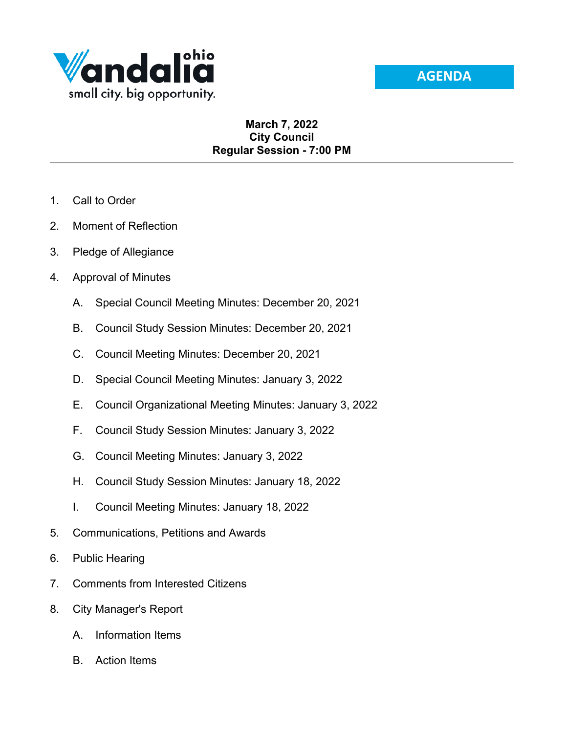Vandalia ohio
small city. big opportunity.

**AGENDA**

**March 7, 2022**
**City Council**
**Regular Session - 7:00 PM**

---

1. Call to Order
2. Moment of Reflection
3. Pledge of Allegiance
4. Approval of Minutes
   - A. Special Council Meeting Minutes: December 20, 2021
   - B. Council Study Session Minutes: December 20, 2021
   - C. Council Meeting Minutes: December 20, 2021
   - D. Special Council Meeting Minutes: January 3, 2022
   - E. Council Organizational Meeting Minutes: January 3, 2022
   - F. Council Study Session Minutes: January 3, 2022
   - G. Council Meeting Minutes: January 3, 2022
   - H. Council Study Session Minutes: January 18, 2022
   - I. Council Meeting Minutes: January 18, 2022
5. Communications, Petitions and Awards
6. Public Hearing
7. Comments from Interested Citizens
8. City Manager's Report
   - A. Information Items
   - B. Action Items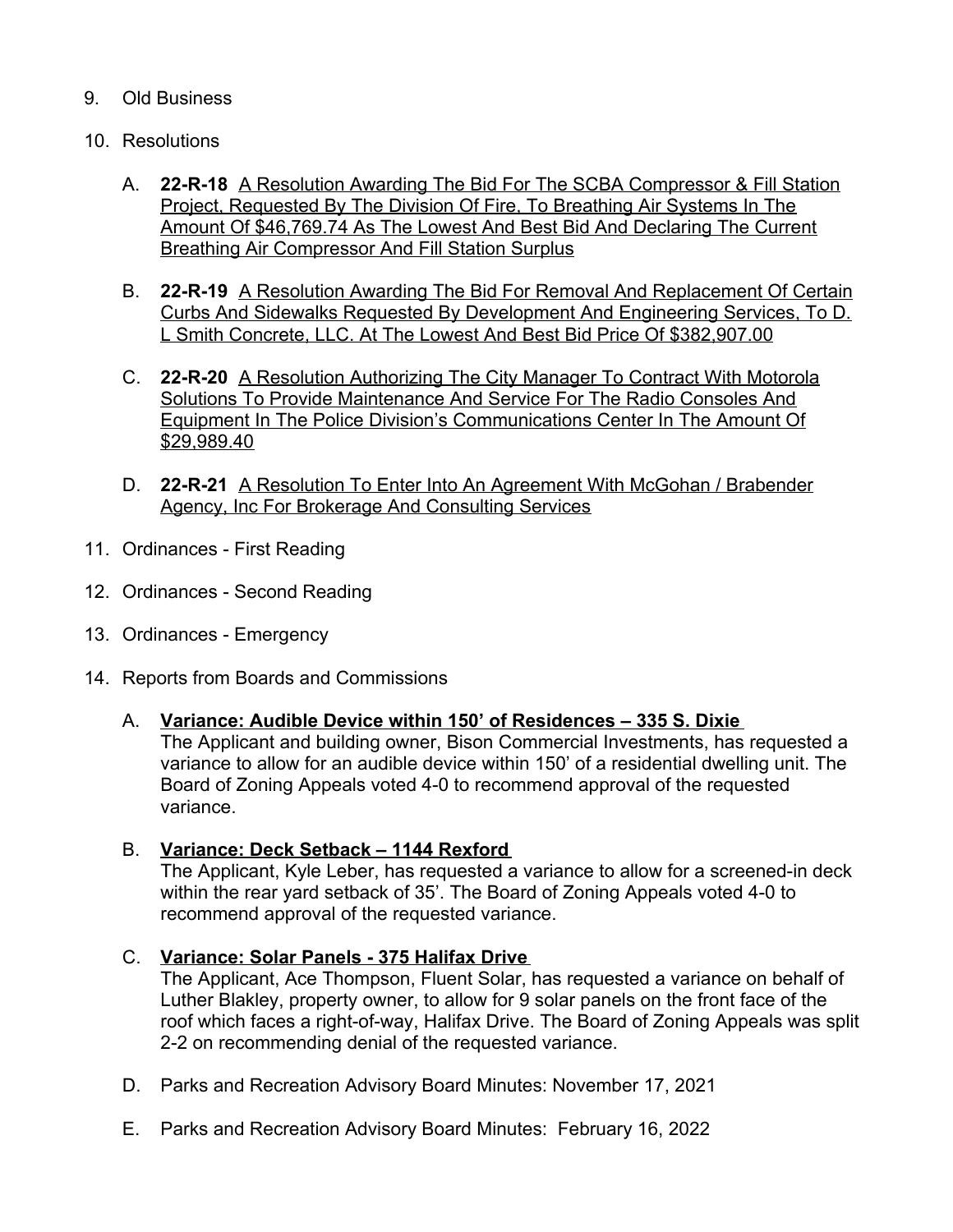9. Old Business

10. Resolutions

    A. **22-R-18** A Resolution Awarding The Bid For The SCBA Compressor & Fill Station Project, Requested By The Division Of Fire, To Breathing Air Systems In The Amount Of $46,769.74 As The Lowest And Best Bid And Declaring The Current Breathing Air Compressor And Fill Station Surplus

    B. **22-R-19** A Resolution Awarding The Bid For Removal And Replacement Of Certain Curbs And Sidewalks Requested By Development And Engineering Services, To D. L Smith Concrete, LLC. At The Lowest And Best Bid Price Of $382,907.00

    C. **22-R-20** A Resolution Authorizing The City Manager To Contract With Motorola Solutions To Provide Maintenance And Service For The Radio Consoles And Equipment In The Police Division's Communications Center In The Amount Of $29,989.40

    D. **22-R-21** A Resolution To Enter Into An Agreement With McGohan / Brabender Agency, Inc For Brokerage And Consulting Services

11. Ordinances - First Reading

12. Ordinances - Second Reading

13. Ordinances - Emergency

14. Reports from Boards and Commissions

    A. **Variance: Audible Device within 150' of Residences – 335 S. Dixie**
    The Applicant and building owner, Bison Commercial Investments, has requested a variance to allow for an audible device within 150' of a residential dwelling unit. The Board of Zoning Appeals voted 4-0 to recommend approval of the requested variance.

    B. **Variance: Deck Setback – 1144 Rexford**
    The Applicant, Kyle Leber, has requested a variance to allow for a screened-in deck within the rear yard setback of 35'. The Board of Zoning Appeals voted 4-0 to recommend approval of the requested variance.

    C. **Variance: Solar Panels - 375 Halifax Drive**
    The Applicant, Ace Thompson, Fluent Solar, has requested a variance on behalf of Luther Blakley, property owner, to allow for 9 solar panels on the front face of the roof which faces a right-of-way, Halifax Drive. The Board of Zoning Appeals was split 2-2 on recommending denial of the requested variance.

    D. Parks and Recreation Advisory Board Minutes: November 17, 2021

    E. Parks and Recreation Advisory Board Minutes: February 16, 2022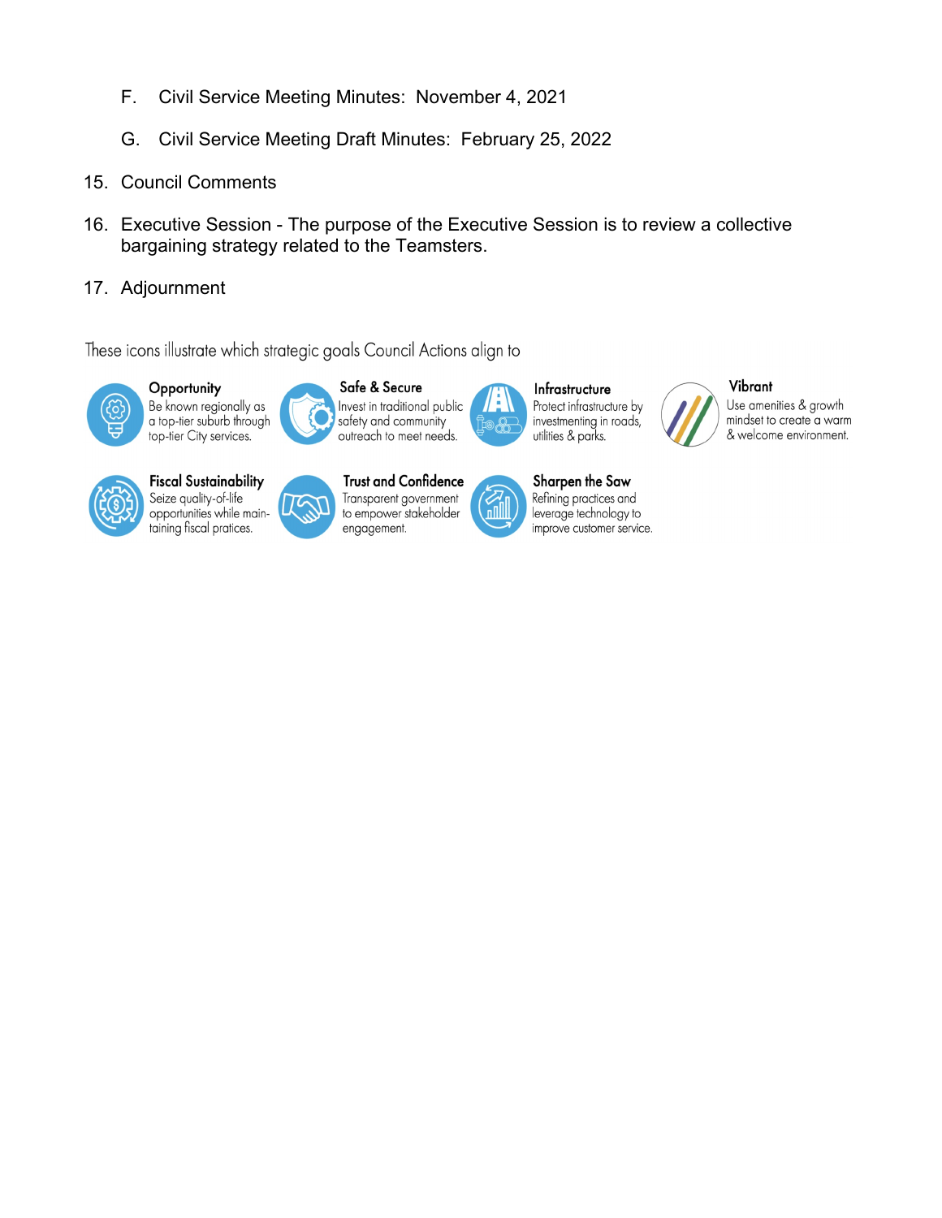F. Civil Service Meeting Minutes: November 4, 2021

G. Civil Service Meeting Draft Minutes: February 25, 2022

15. Council Comments

16. Executive Session - The purpose of the Executive Session is to review a collective bargaining strategy related to the Teamsters.

17. Adjournment

These icons illustrate which strategic goals Council Actions align to

**Opportunity**
Be known regionally as a top-tier suburb through top-tier City services.

**Safe & Secure**
Invest in traditional public safety and community outreach to meet needs.

**Infrastructure**
Protect infrastructure by investmenting in roads, utilities & parks.

**Vibrant**
Use amenities & growth mindset to create a warm & welcome environment.

**Fiscal Sustainability**
Seize quality-of-life opportunities while maintaining fiscal pratices.

**Trust and Confidence**
Transparent government to empower stakeholder engagement.

**Sharpen the Saw**
Refining practices and leverage technology to improve customer service.